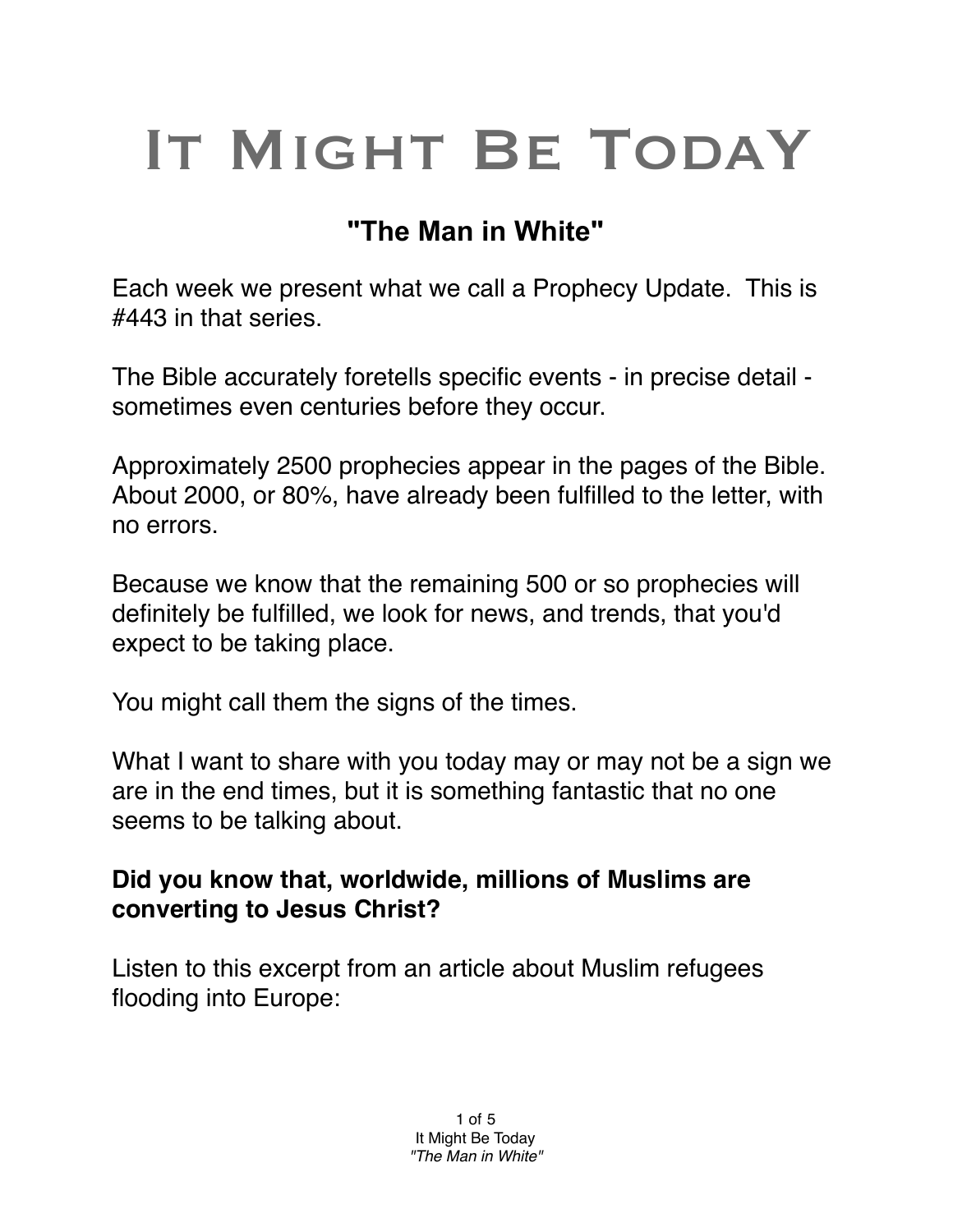# It Might Be TodaY

## "The Man in White"

Each week we present what we call a Prophecy Update. This is #443 in that series.

The Bible accurately foretells specific events - in precise detail - sometimes even centuries before they occur.

Approximately 2500 prophecies appear in the pages of the Bible. About 2000, or 80%, have already been fulfilled to the letter, with no errors.

Because we know that the remaining 500 or so prophecies will definitely be fulfilled, we look for news, and trends, that you'd expect to be taking place.

You might call them the signs of the times.

What I want to share with you today may or may not be a sign we are in the end times, but it is something fantastic that no one seems to be talking about.

**Did you know that, worldwide, millions of Muslims are converting to Jesus Christ?**

Listen to this excerpt from an article about Muslim refugees flooding into Europe: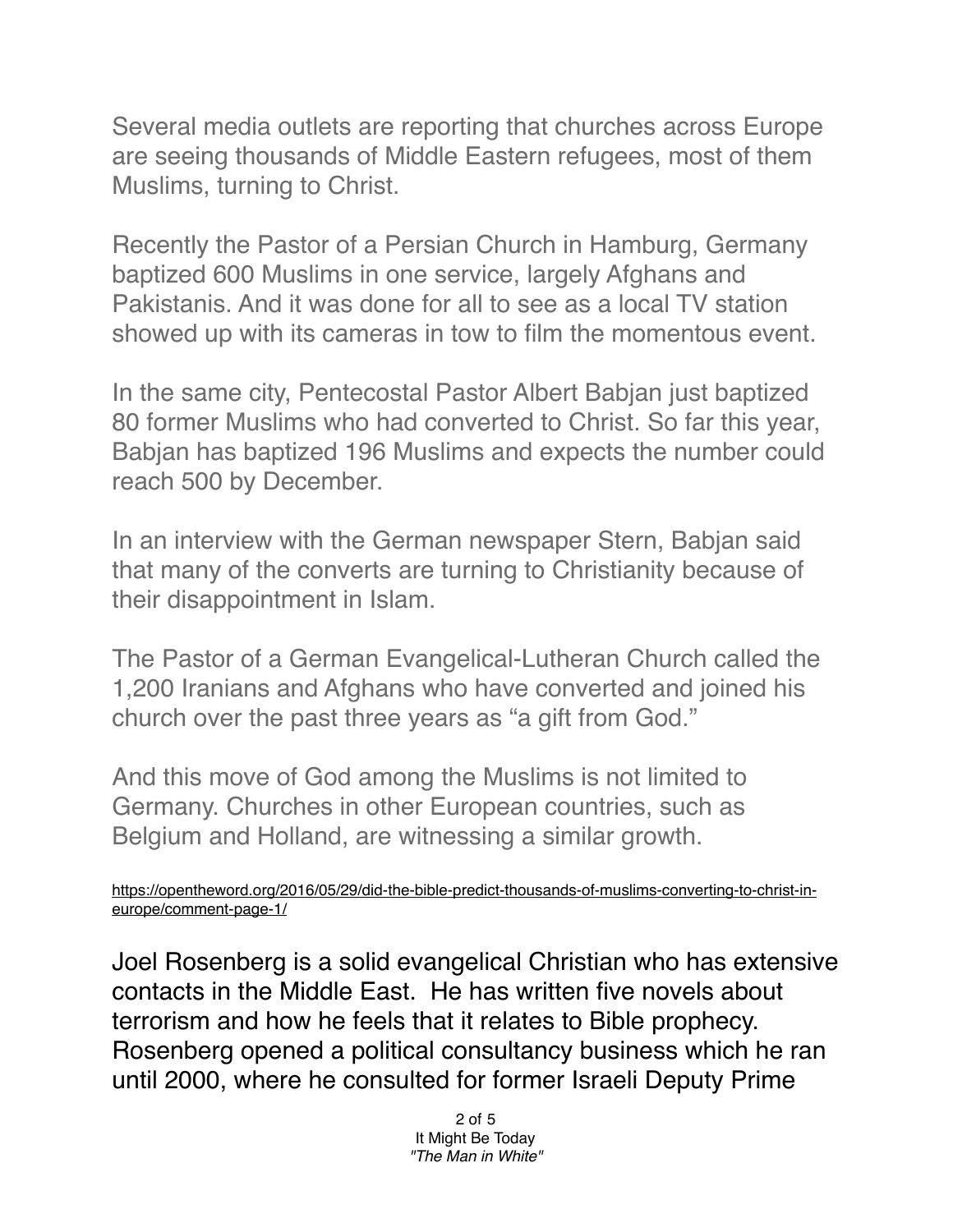Several media outlets are reporting that churches across Europe are seeing thousands of Middle Eastern refugees, most of them Muslims, turning to Christ.

Recently the Pastor of a Persian Church in Hamburg, Germany baptized 600 Muslims in one service, largely Afghans and Pakistanis. And it was done for all to see as a local TV station showed up with its cameras in tow to film the momentous event.

In the same city, Pentecostal Pastor Albert Babjan just baptized 80 former Muslims who had converted to Christ. So far this year, Babjan has baptized 196 Muslims and expects the number could reach 500 by December.

In an interview with the German newspaper Stern, Babjan said that many of the converts are turning to Christianity because of their disappointment in Islam.

The Pastor of a German Evangelical-Lutheran Church called the 1,200 Iranians and Afghans who have converted and joined his church over the past three years as "a gift from God."

And this move of God among the Muslims is not limited to Germany. Churches in other European countries, such as Belgium and Holland, are witnessing a similar growth.

https://opentheword.org/2016/05/29/did-the-bible-predict-thousands-of-muslims-converting-to-christ-in-europe/comment-page-1/

Joel Rosenberg is a solid evangelical Christian who has extensive contacts in the Middle East. He has written five novels about terrorism and how he feels that it relates to Bible prophecy. Rosenberg opened a political consultancy business which he ran until 2000, where he consulted for former Israeli Deputy Prime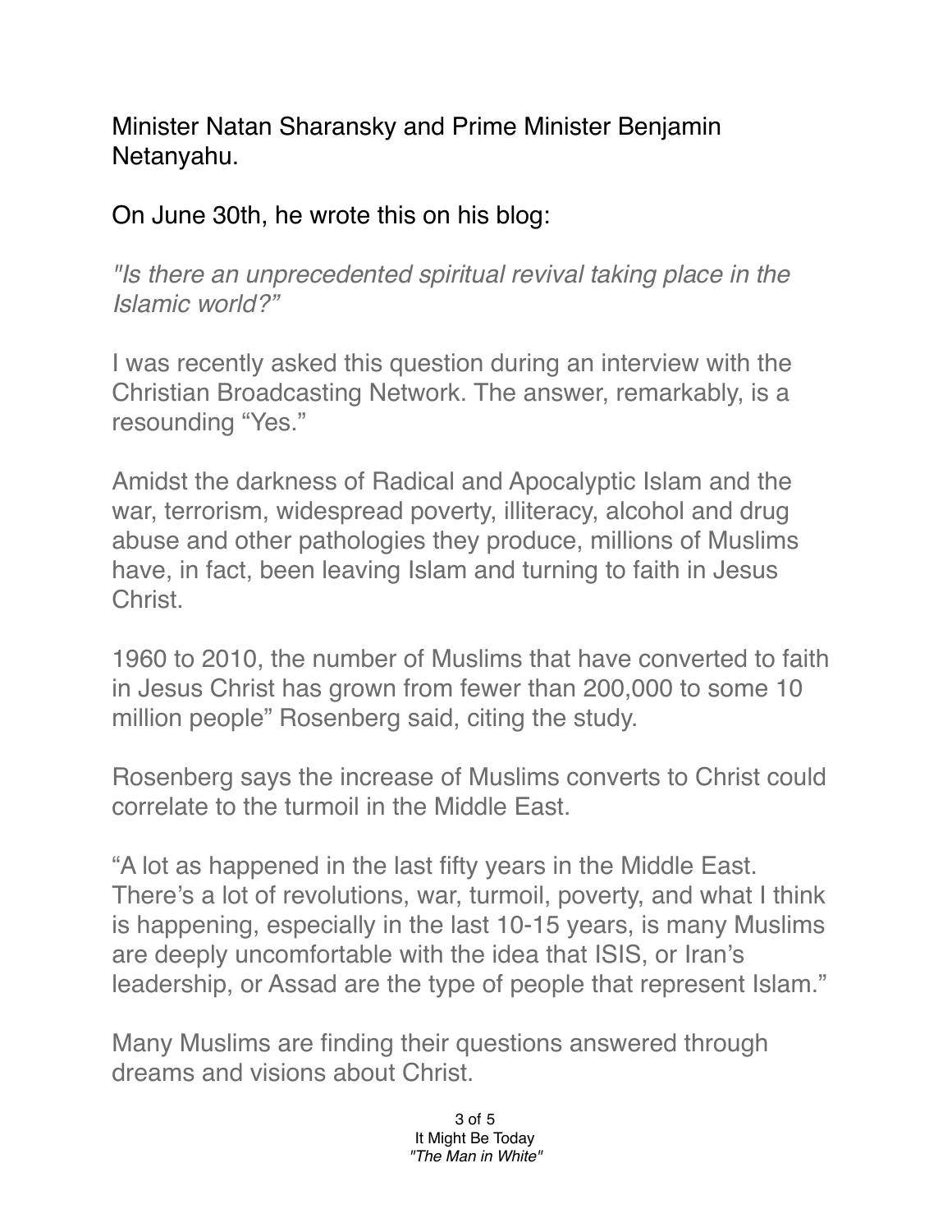Minister Natan Sharansky and Prime Minister Benjamin Netanyahu.

On June 30th, he wrote this on his blog:

*"Is there an unprecedented spiritual revival taking place in the Islamic world?"*

I was recently asked this question during an interview with the Christian Broadcasting Network. The answer, remarkably, is a resounding "Yes."

Amidst the darkness of Radical and Apocalyptic Islam and the war, terrorism, widespread poverty, illiteracy, alcohol and drug abuse and other pathologies they produce, millions of Muslims have, in fact, been leaving Islam and turning to faith in Jesus Christ.

1960 to 2010, the number of Muslims that have converted to faith in Jesus Christ has grown from fewer than 200,000 to some 10 million people" Rosenberg said, citing the study.

Rosenberg says the increase of Muslims converts to Christ could correlate to the turmoil in the Middle East.

"A lot as happened in the last fifty years in the Middle East. There's a lot of revolutions, war, turmoil, poverty, and what I think is happening, especially in the last 10-15 years, is many Muslims are deeply uncomfortable with the idea that ISIS, or Iran's leadership, or Assad are the type of people that represent Islam."

Many Muslims are finding their questions answered through dreams and visions about Christ.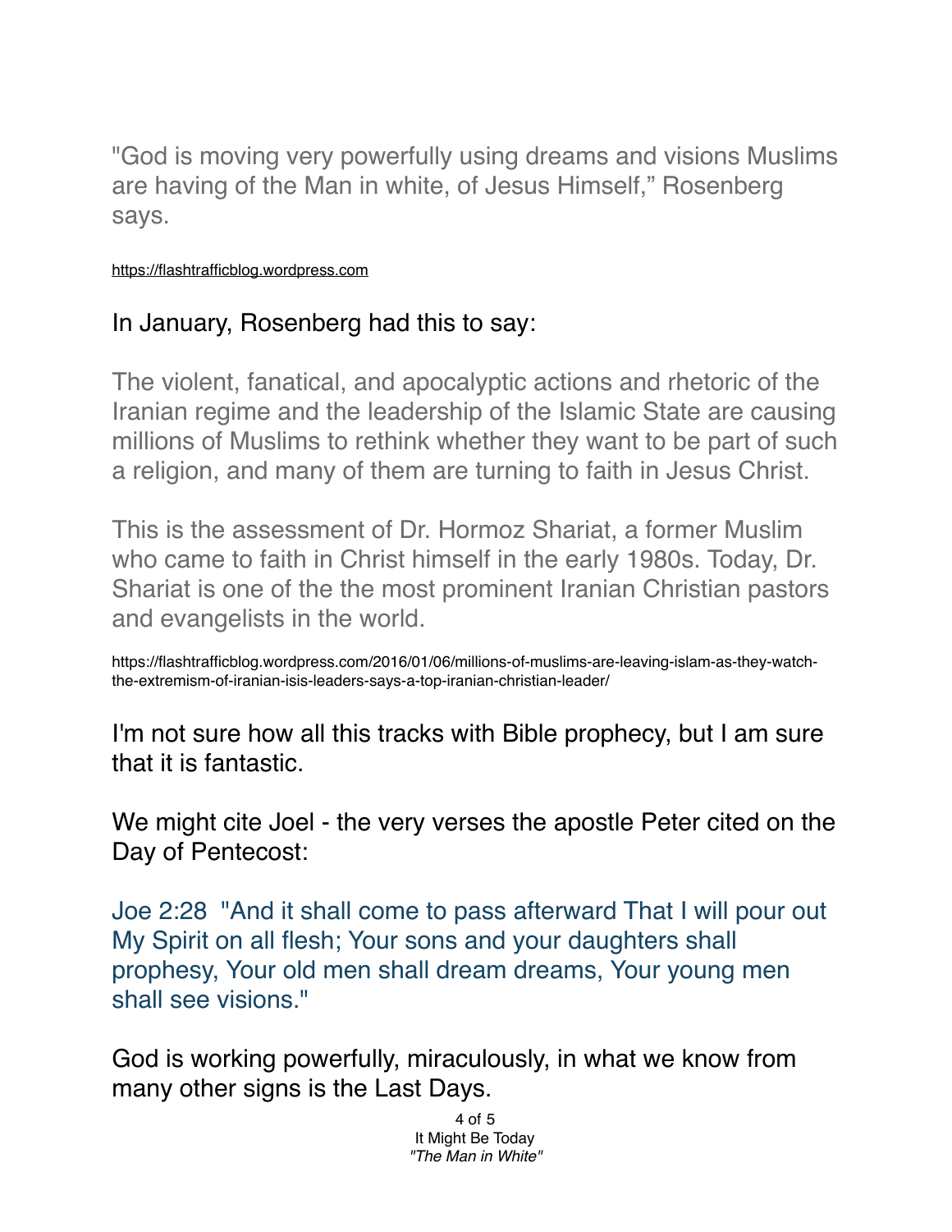"God is moving very powerfully using dreams and visions Muslims are having of the Man in white, of Jesus Himself," Rosenberg says.

https://flashtrafficblog.wordpress.com

In January, Rosenberg had this to say:

The violent, fanatical, and apocalyptic actions and rhetoric of the Iranian regime and the leadership of the Islamic State are causing millions of Muslims to rethink whether they want to be part of such a religion, and many of them are turning to faith in Jesus Christ.

This is the assessment of Dr. Hormoz Shariat, a former Muslim who came to faith in Christ himself in the early 1980s. Today, Dr. Shariat is one of the the most prominent Iranian Christian pastors and evangelists in the world.

https://flashtrafficblog.wordpress.com/2016/01/06/millions-of-muslims-are-leaving-islam-as-they-watch-the-extremism-of-iranian-isis-leaders-says-a-top-iranian-christian-leader/

I'm not sure how all this tracks with Bible prophecy, but I am sure that it is fantastic.

We might cite Joel - the very verses the apostle Peter cited on the Day of Pentecost:

Joe 2:28 "And it shall come to pass afterward That I will pour out My Spirit on all flesh; Your sons and your daughters shall prophesy, Your old men shall dream dreams, Your young men shall see visions."

God is working powerfully, miraculously, in what we know from many other signs is the Last Days.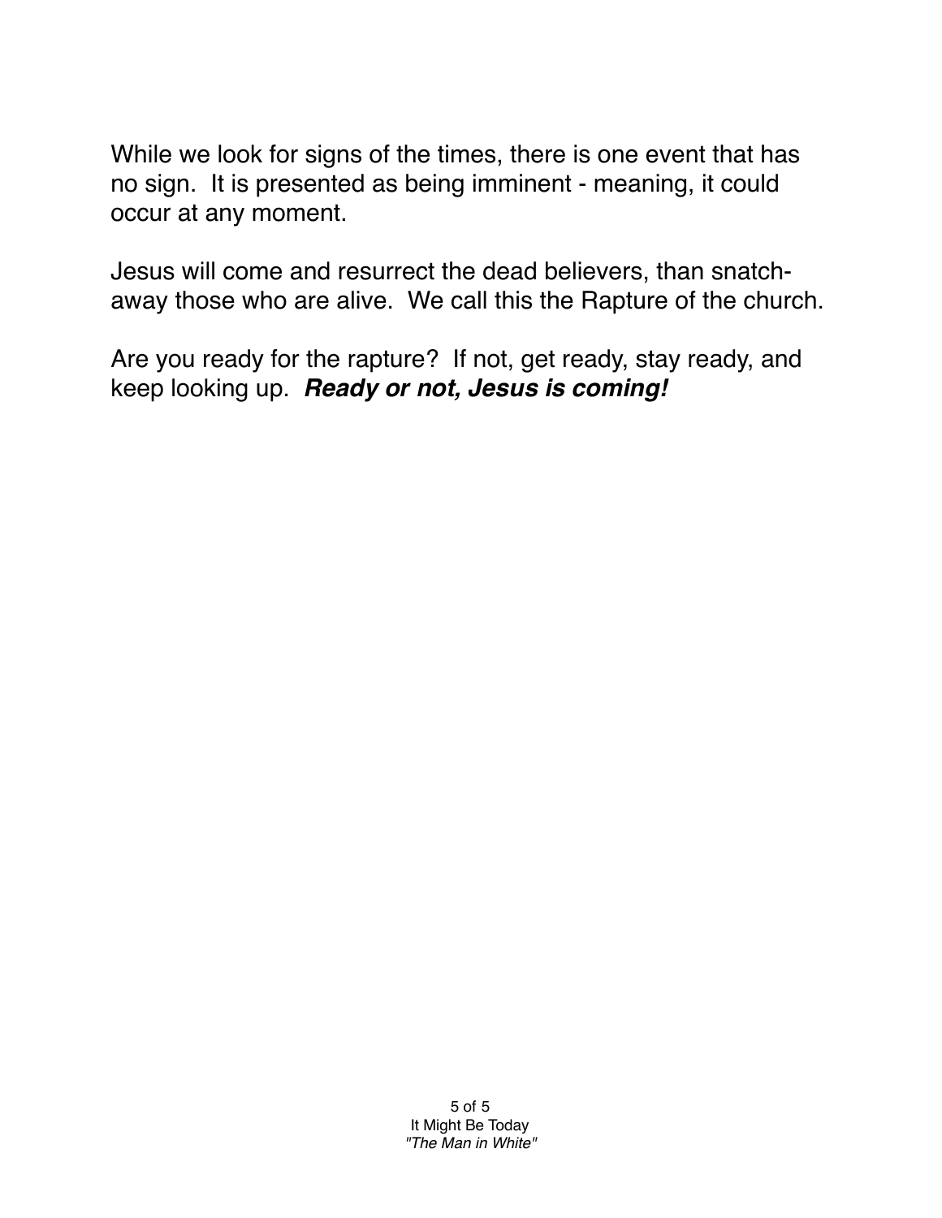While we look for signs of the times, there is one event that has no sign. It is presented as being imminent - meaning, it could occur at any moment.

Jesus will come and resurrect the dead believers, than snatch-away those who are alive. We call this the Rapture of the church.

Are you ready for the rapture? If not, get ready, stay ready, and keep looking up. ***Ready or not, Jesus is coming!***